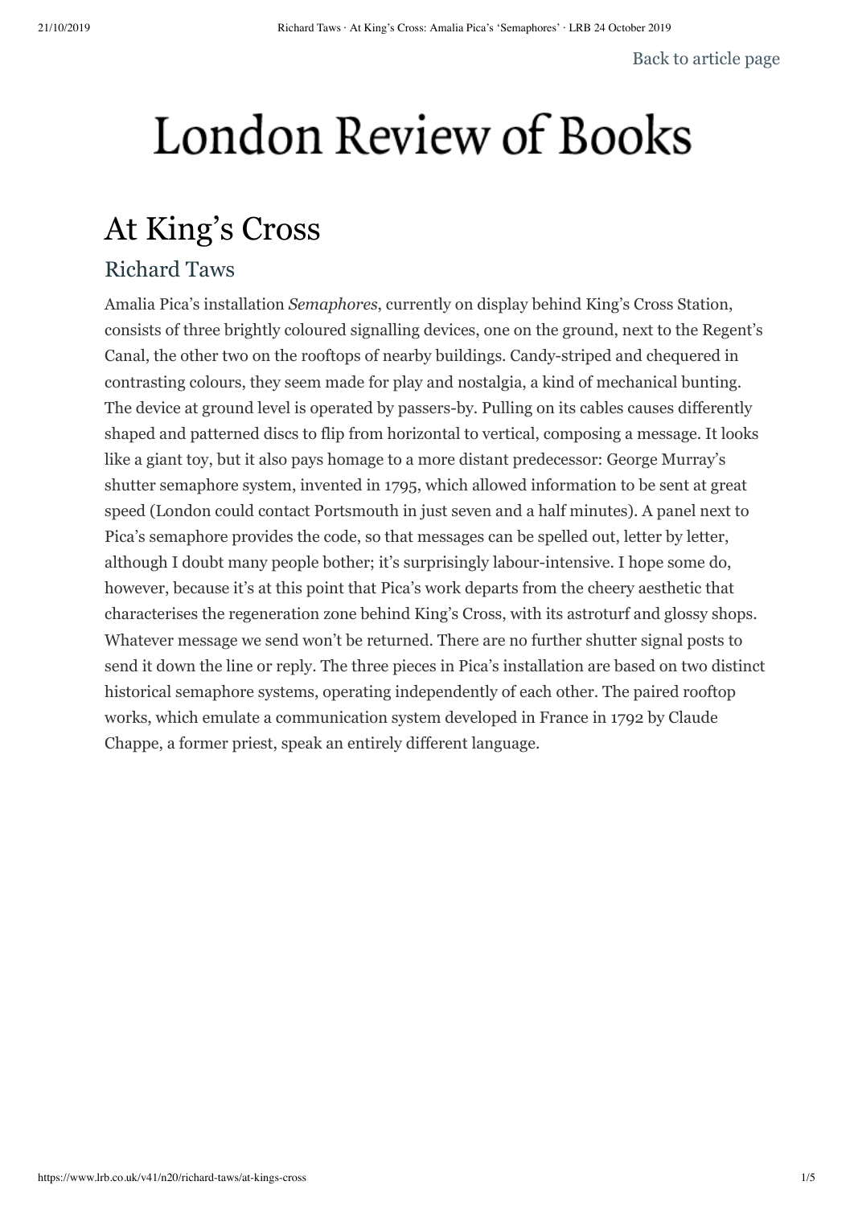# London Review of Books

## At King's Cross

### Richard Taws

Amalia Pica's installation *Semaphores*, currently on display behind King's Cross Station, consists of three brightly coloured signalling devices, one on the ground, next to the Regent's Canal, the other two on the rooftops of nearby buildings. Candy-striped and chequered in contrasting colours, they seem made for play and nostalgia, a kind of mechanical bunting. The device at ground level is operated by passers-by. Pulling on its cables causes differently shaped and patterned discs to flip from horizontal to vertical, composing a message. It looks like a giant toy, but it also pays homage to a more distant predecessor: George Murray's shutter semaphore system, invented in 1795, which allowed information to be sent at great speed (London could contact Portsmouth in just seven and a half minutes). A panel next to Pica's semaphore provides the code, so that messages can be spelled out, letter by letter, although I doubt many people bother; it's surprisingly labour-intensive. I hope some do, however, because it's at this point that Pica's work departs from the cheery aesthetic that characterises the regeneration zone behind King's Cross, with its astroturf and glossy shops. Whatever message we send won't be returned. There are no further shutter signal posts to send it down the line or reply. The three pieces in Pica's installation are based on two distinct historical semaphore systems, operating independently of each other. The paired rooftop works, which emulate a communication system developed in France in 1792 by Claude Chappe, a former priest, speak an entirely different language.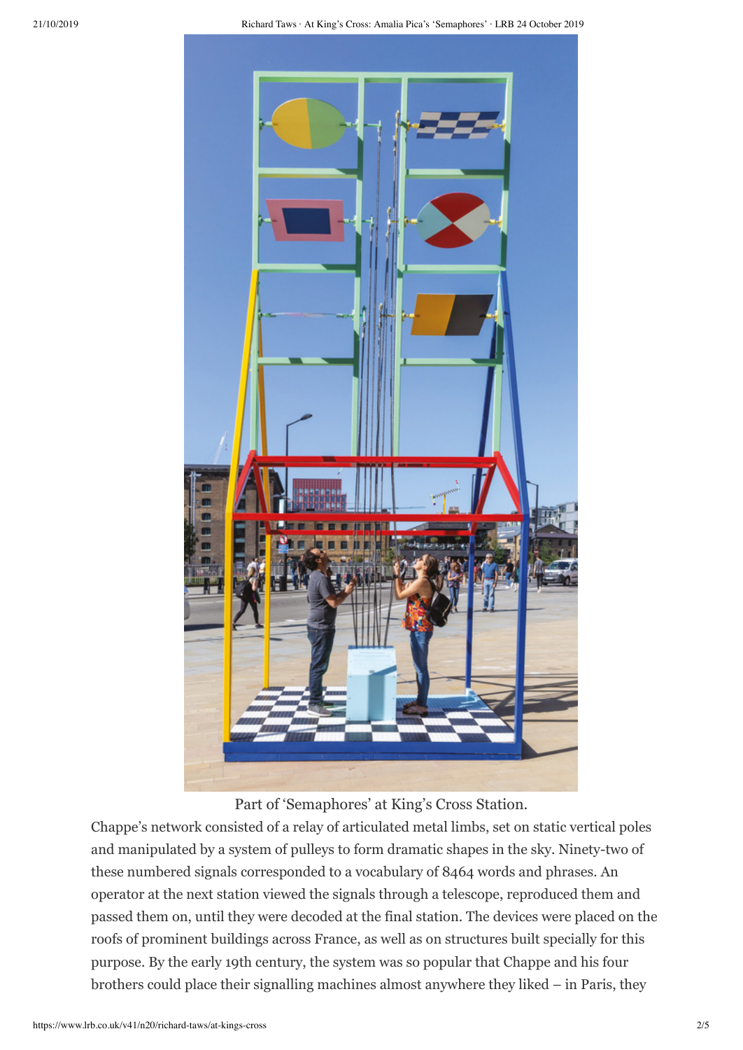Part of 'Semaphores' at King's Cross Station.

Chappe's network consisted of a relay of articulated metal limbs, set on static vertical poles and manipulated by a system of pulleys to form dramatic shapes in the sky. Ninety-two of these numbered signals corresponded to a vocabulary of 8464 words and phrases. An operator at the next station viewed the signals through a telescope, reproduced them and passed them on, until they were decoded at the final station. The devices were placed on the roofs of prominent buildings across France, as well as on structures built specially for this purpose. By the early 19th century, the system was so popular that Chappe and his four brothers could place their signalling machines almost anywhere they liked – in Paris, they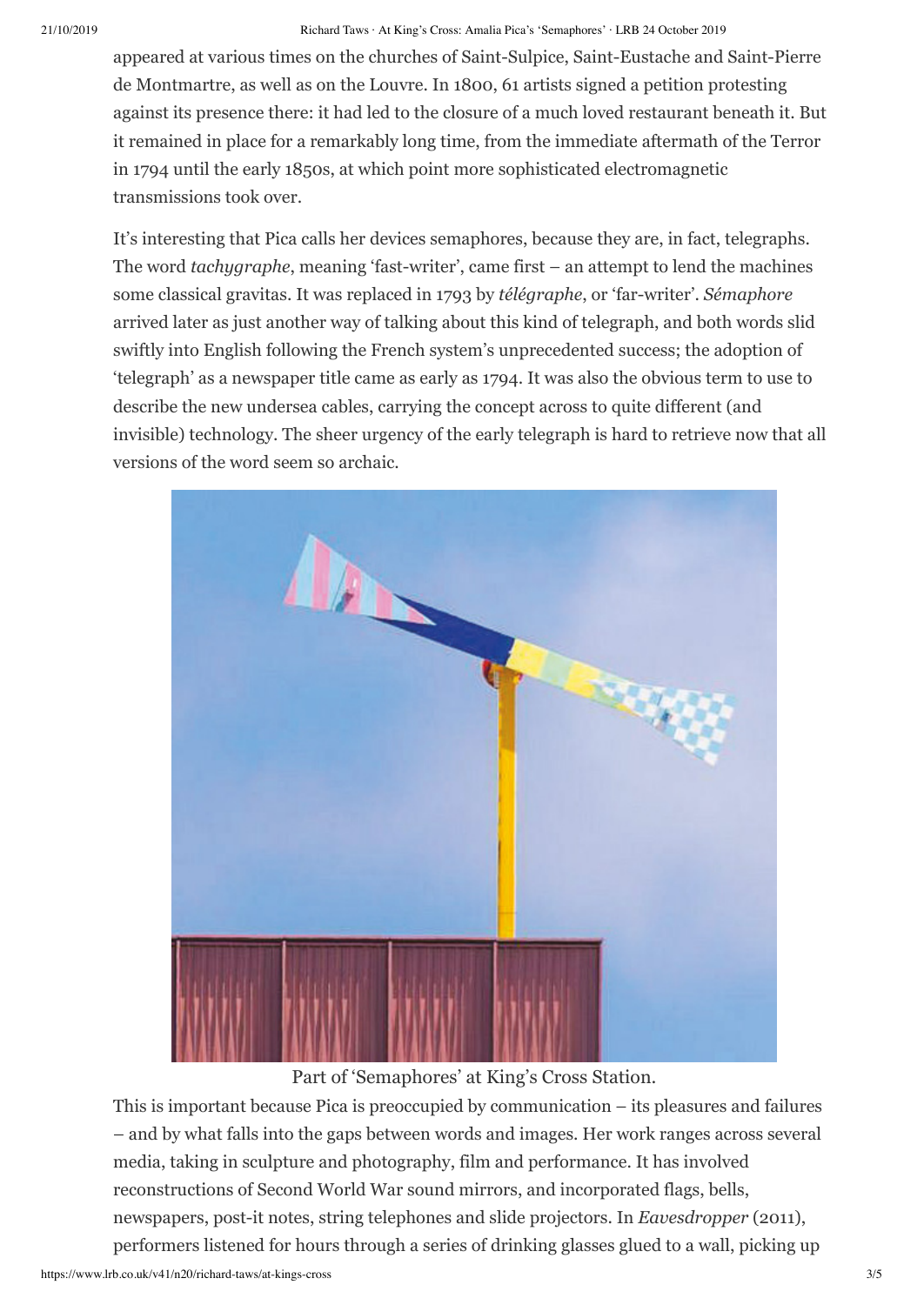appeared at various times on the churches of Saint-Sulpice, Saint-Eustache and Saint-Pierre de Montmartre, as well as on the Louvre. In 1800, 61 artists signed a petition protesting against its presence there: it had led to the closure of a much loved restaurant beneath it. But it remained in place for a remarkably long time, from the immediate aftermath of the Terror in 1794 until the early 1850s, at which point more sophisticated electromagnetic transmissions took over.

It's interesting that Pica calls her devices semaphores, because they are, in fact, telegraphs. The word *tachygraphe*, meaning 'fast-writer', came first – an attempt to lend the machines some classical gravitas. It was replaced in 1793 by *télégraphe*, or 'far-writer'. *Sémaphore* arrived later as just another way of talking about this kind of telegraph, and both words slid swiftly into English following the French system's unprecedented success; the adoption of 'telegraph' as a newspaper title came as early as 1794. It was also the obvious term to use to describe the new undersea cables, carrying the concept across to quite different (and invisible) technology. The sheer urgency of the early telegraph is hard to retrieve now that all versions of the word seem so archaic.

Part of 'Semaphores' at King's Cross Station.

This is important because Pica is preoccupied by communication – its pleasures and failures – and by what falls into the gaps between words and images. Her work ranges across several media, taking in sculpture and photography, film and performance. It has involved reconstructions of Second World War sound mirrors, and incorporated flags, bells, newspapers, post-it notes, string telephones and slide projectors. In *Eavesdropper* (2011), performers listened for hours through a series of drinking glasses glued to a wall, picking up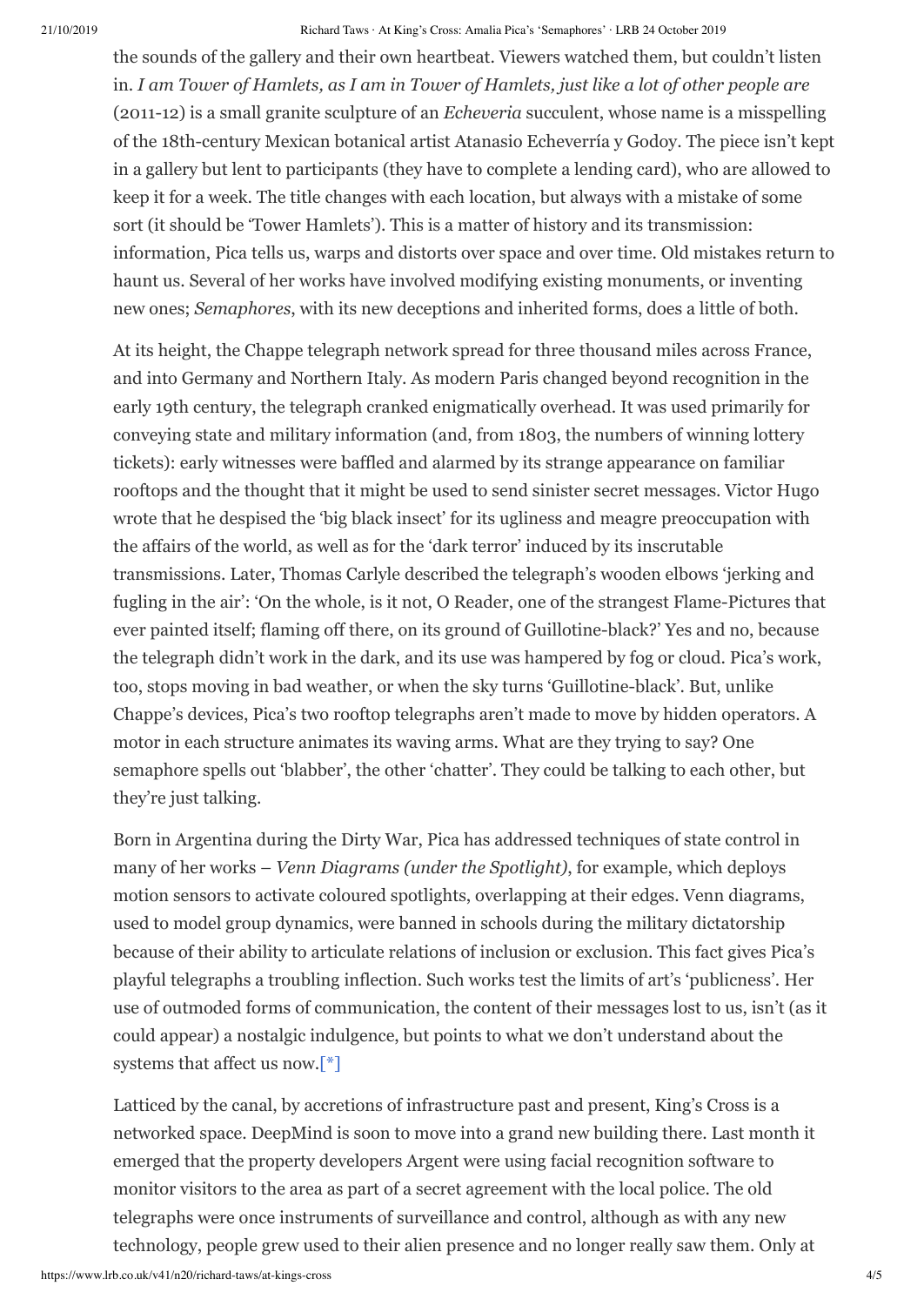the sounds of the gallery and their own heartbeat. Viewers watched them, but couldn't listen in. *I am Tower of Hamlets, as I am in Tower of Hamlets, just like a lot of other people are* (2011-12) is a small granite sculpture of an *Echeveria* succulent, whose name is a misspelling of the 18th-century Mexican botanical artist Atanasio Echeverría y Godoy. The piece isn't kept in a gallery but lent to participants (they have to complete a lending card), who are allowed to keep it for a week. The title changes with each location, but always with a mistake of some sort (it should be 'Tower Hamlets'). This is a matter of history and its transmission: information, Pica tells us, warps and distorts over space and over time. Old mistakes return to haunt us. Several of her works have involved modifying existing monuments, or inventing new ones; *Semaphores*, with its new deceptions and inherited forms, does a little of both.

At its height, the Chappe telegraph network spread for three thousand miles across France, and into Germany and Northern Italy. As modern Paris changed beyond recognition in the early 19th century, the telegraph cranked enigmatically overhead. It was used primarily for conveying state and military information (and, from 1803, the numbers of winning lottery tickets): early witnesses were baffled and alarmed by its strange appearance on familiar rooftops and the thought that it might be used to send sinister secret messages. Victor Hugo wrote that he despised the 'big black insect' for its ugliness and meagre preoccupation with the affairs of the world, as well as for the 'dark terror' induced by its inscrutable transmissions. Later, Thomas Carlyle described the telegraph's wooden elbows 'jerking and fugling in the air': 'On the whole, is it not, O Reader, one of the strangest Flame-Pictures that ever painted itself; flaming off there, on its ground of Guillotine-black?' Yes and no, because the telegraph didn't work in the dark, and its use was hampered by fog or cloud. Pica's work, too, stops moving in bad weather, or when the sky turns 'Guillotine-black'. But, unlike Chappe's devices, Pica's two rooftop telegraphs aren't made to move by hidden operators. A motor in each structure animates its waving arms. What are they trying to say? One semaphore spells out 'blabber', the other 'chatter'. They could be talking to each other, but they're just talking.

Born in Argentina during the Dirty War, Pica has addressed techniques of state control in many of her works – *Venn Diagrams (under the Spotlight)*, for example, which deploys motion sensors to activate coloured spotlights, overlapping at their edges. Venn diagrams, used to model group dynamics, were banned in schools during the military dictatorship because of their ability to articulate relations of inclusion or exclusion. This fact gives Pica's playful telegraphs a troubling inflection. Such works test the limits of art's 'publicness'. Her use of outmoded forms of communication, the content of their messages lost to us, isn't (as it could appear) a nostalgic indulgence, but points to what we don't understand about the systems that affect us now.[*]

Latticed by the canal, by accretions of infrastructure past and present, King's Cross is a networked space. DeepMind is soon to move into a grand new building there. Last month it emerged that the property developers Argent were using facial recognition software to monitor visitors to the area as part of a secret agreement with the local police. The old telegraphs were once instruments of surveillance and control, although as with any new technology, people grew used to their alien presence and no longer really saw them. Only at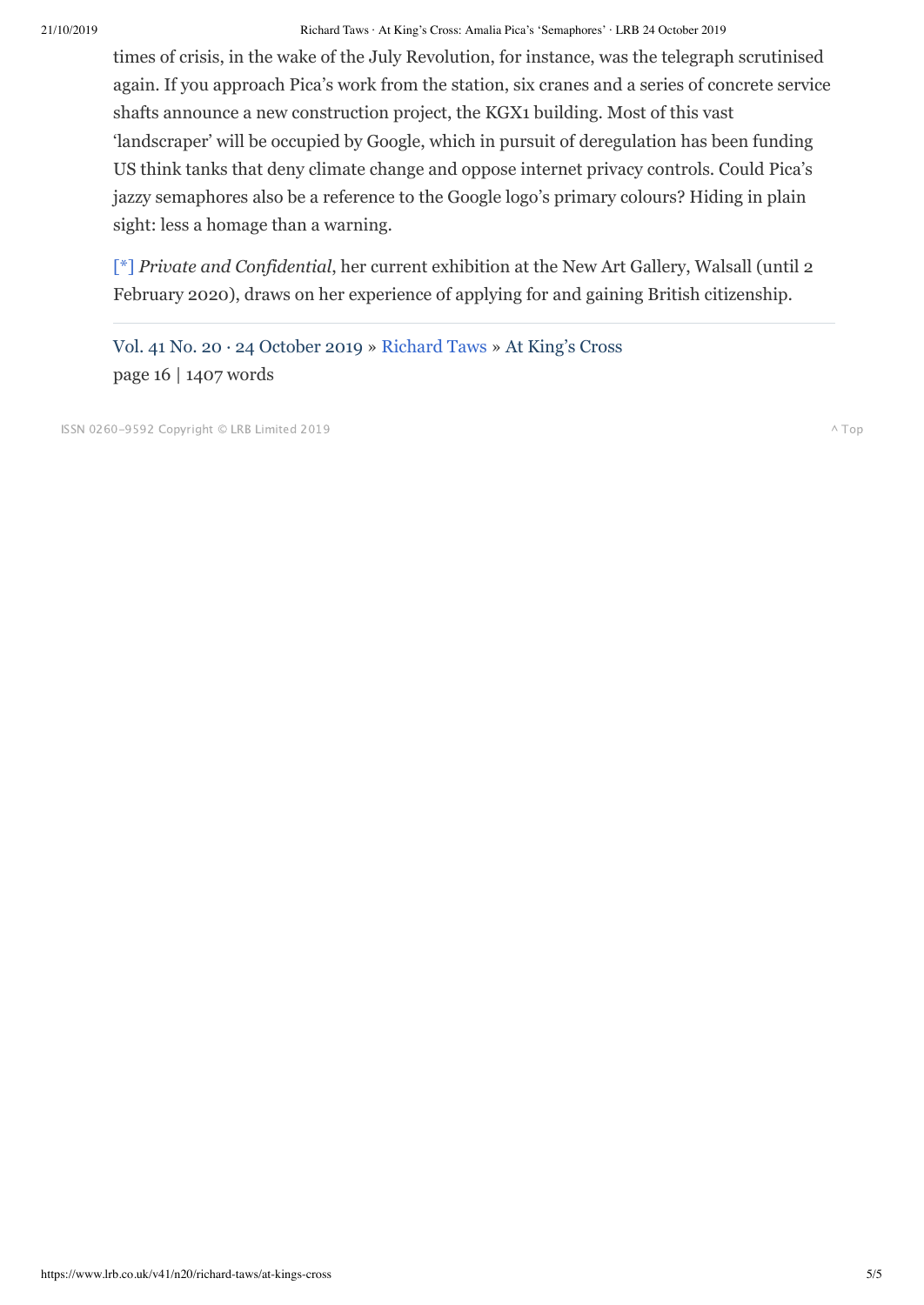times of crisis, in the wake of the July Revolution, for instance, was the telegraph scrutinised again. If you approach Pica's work from the station, six cranes and a series of concrete service shafts announce a new construction project, the KGX1 building. Most of this vast 'landscraper' will be occupied by Google, which in pursuit of deregulation has been funding US think tanks that deny climate change and oppose internet privacy controls. Could Pica's jazzy semaphores also be a reference to the Google logo's primary colours? Hiding in plain sight: less a homage than a warning.

[*] *Private and Confidential*, her current exhibition at the New Art Gallery, Walsall (until 2 February 2020), draws on her experience of applying for and gaining British citizenship.

---

Vol. 41 No. 20 · 24 October 2019 » Richard Taws » At King's Cross
page 16 | 1407 words

ISSN 0260-9592 Copyright © LRB Limited 2019